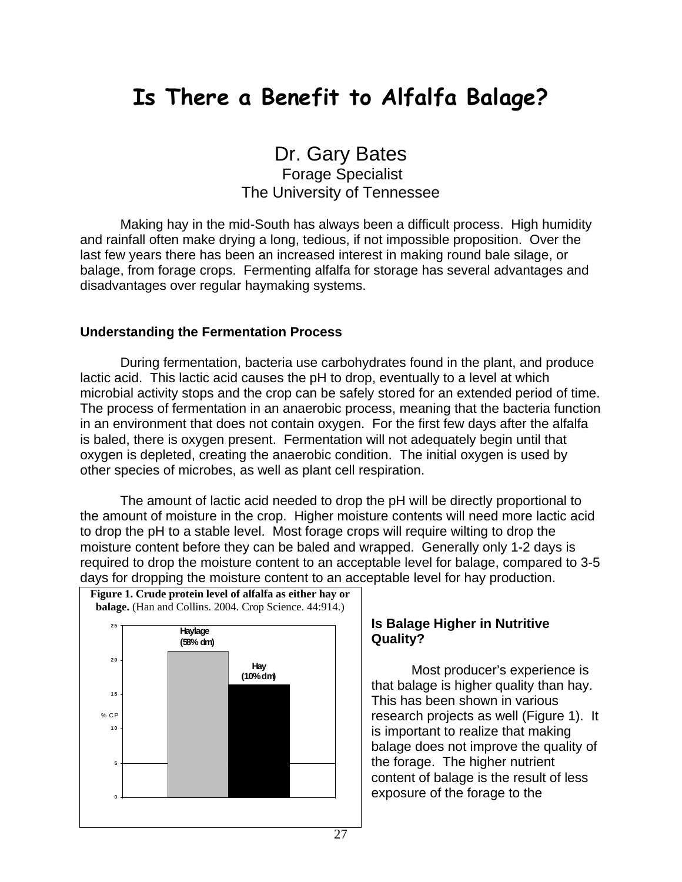# Is There a Benefit to Alfalfa Balage?

Dr. Gary Bates
Forage Specialist
The University of Tennessee

Making hay in the mid-South has always been a difficult process. High humidity and rainfall often make drying a long, tedious, if not impossible proposition. Over the last few years there has been an increased interest in making round bale silage, or balage, from forage crops. Fermenting alfalfa for storage has several advantages and disadvantages over regular haymaking systems.

### Understanding the Fermentation Process

During fermentation, bacteria use carbohydrates found in the plant, and produce lactic acid. This lactic acid causes the pH to drop, eventually to a level at which microbial activity stops and the crop can be safely stored for an extended period of time. The process of fermentation in an anaerobic process, meaning that the bacteria function in an environment that does not contain oxygen. For the first few days after the alfalfa is baled, there is oxygen present. Fermentation will not adequately begin until that oxygen is depleted, creating the anaerobic condition. The initial oxygen is used by other species of microbes, as well as plant cell respiration.

The amount of lactic acid needed to drop the pH will be directly proportional to the amount of moisture in the crop. Higher moisture contents will need more lactic acid to drop the pH to a stable level. Most forage crops will require wilting to drop the moisture content before they can be baled and wrapped. Generally only 1-2 days is required to drop the moisture content to an acceptable level for balage, compared to 3-5 days for dropping the moisture content to an acceptable level for hay production.

**Figure 1. Crude protein level of alfalfa as either hay or balage.** (Han and Collins. 2004. Crop Science. 44:914.)

| | % CP |
|---|---|
| Haylage (58% dm) | ~21 |
| Hay (10% dm) | ~16.5 |

### Is Balage Higher in Nutritive Quality?

Most producer's experience is that balage is higher quality than hay. This has been shown in various research projects as well (Figure 1). It is important to realize that making balage does not improve the quality of the forage. The higher nutrient content of balage is the result of less exposure of the forage to the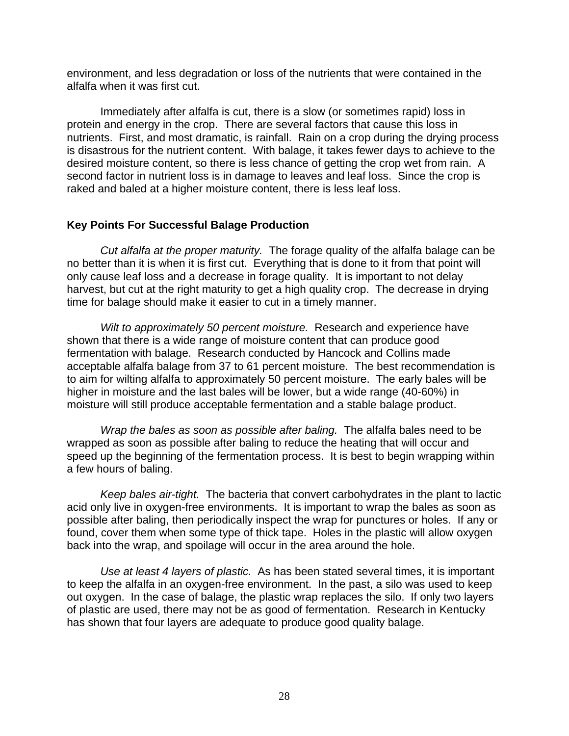environment, and less degradation or loss of the nutrients that were contained in the alfalfa when it was first cut.

Immediately after alfalfa is cut, there is a slow (or sometimes rapid) loss in protein and energy in the crop. There are several factors that cause this loss in nutrients. First, and most dramatic, is rainfall. Rain on a crop during the drying process is disastrous for the nutrient content. With balage, it takes fewer days to achieve to the desired moisture content, so there is less chance of getting the crop wet from rain. A second factor in nutrient loss is in damage to leaves and leaf loss. Since the crop is raked and baled at a higher moisture content, there is less leaf loss.

### Key Points For Successful Balage Production

*Cut alfalfa at the proper maturity.* The forage quality of the alfalfa balage can be no better than it is when it is first cut. Everything that is done to it from that point will only cause leaf loss and a decrease in forage quality. It is important to not delay harvest, but cut at the right maturity to get a high quality crop. The decrease in drying time for balage should make it easier to cut in a timely manner.

*Wilt to approximately 50 percent moisture.* Research and experience have shown that there is a wide range of moisture content that can produce good fermentation with balage. Research conducted by Hancock and Collins made acceptable alfalfa balage from 37 to 61 percent moisture. The best recommendation is to aim for wilting alfalfa to approximately 50 percent moisture. The early bales will be higher in moisture and the last bales will be lower, but a wide range (40-60%) in moisture will still produce acceptable fermentation and a stable balage product.

*Wrap the bales as soon as possible after baling.* The alfalfa bales need to be wrapped as soon as possible after baling to reduce the heating that will occur and speed up the beginning of the fermentation process. It is best to begin wrapping within a few hours of baling.

*Keep bales air-tight.* The bacteria that convert carbohydrates in the plant to lactic acid only live in oxygen-free environments. It is important to wrap the bales as soon as possible after baling, then periodically inspect the wrap for punctures or holes. If any or found, cover them when some type of thick tape. Holes in the plastic will allow oxygen back into the wrap, and spoilage will occur in the area around the hole.

*Use at least 4 layers of plastic.* As has been stated several times, it is important to keep the alfalfa in an oxygen-free environment. In the past, a silo was used to keep out oxygen. In the case of balage, the plastic wrap replaces the silo. If only two layers of plastic are used, there may not be as good of fermentation. Research in Kentucky has shown that four layers are adequate to produce good quality balage.